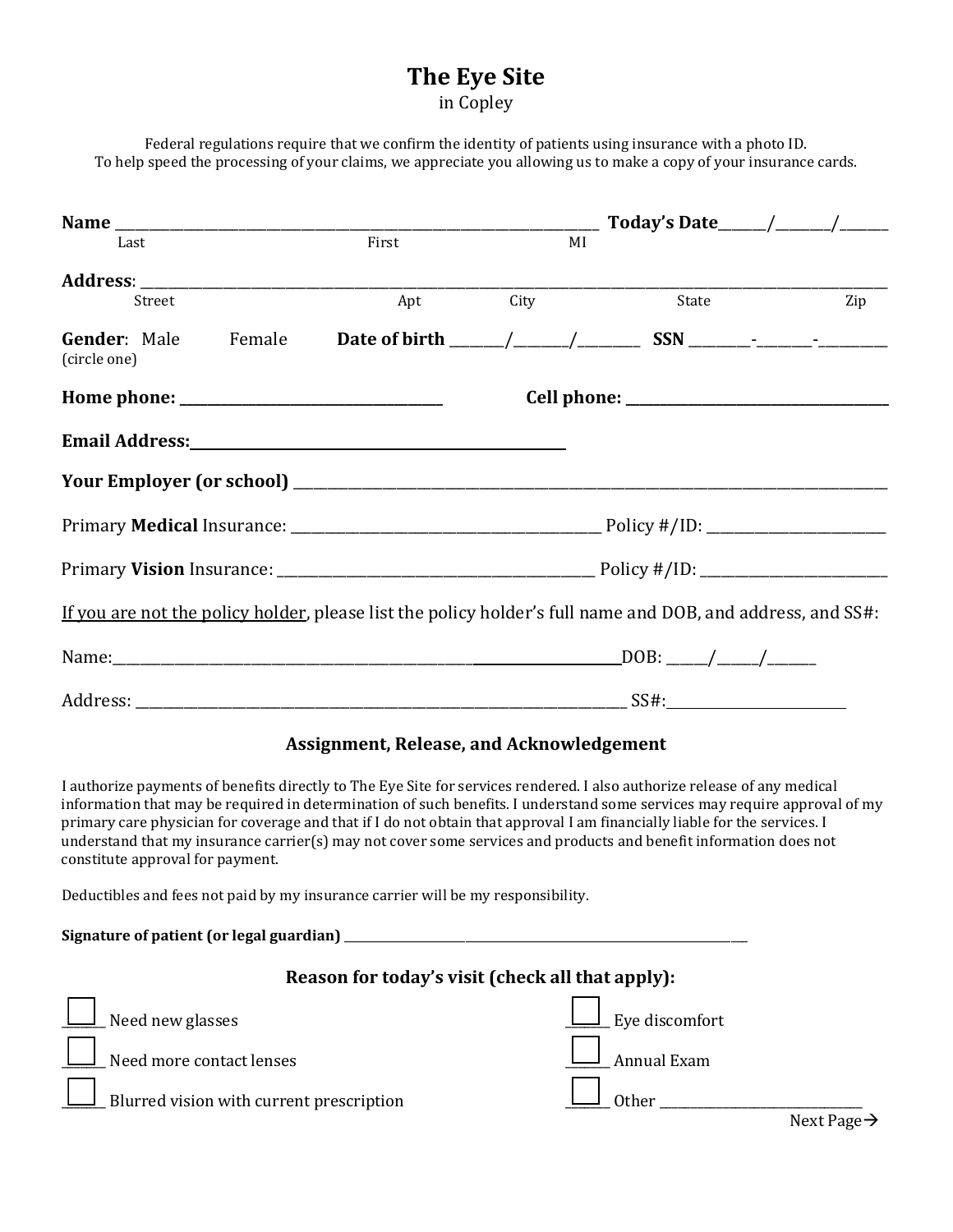# The Eye Site

in Copley

Federal regulations require that we confirm the identity of patients using insurance with a photo ID.
To help speed the processing of your claims, we appreciate you allowing us to make a copy of your insurance cards.

**Name** ______________________________________________ **Today's Date**_____/______/_____
Last First MI

**Address**: _________________________________________________________________________________
Street Apt City State Zip

**Gender**: Male Female **Date of birth** ______/______/_______ **SSN** _______-______-________
(circle one)

**Home phone:** ______________________________ **Cell phone:** ______________________________

**Email Address:**________________________________________

**Your Employer (or school)** ___________________________________________________________________

Primary **Medical** Insurance: ____________________________________ Policy #/ID: ____________________

Primary **Vision** Insurance: ____________________________________ Policy #/ID: ____________________

<u>If you are not the policy holder</u>, please list the policy holder's full name and DOB, and address, and SS#:

Name:__________________________________________________DOB: _____/_____/______

Address: __________________________________________________________ SS#:____________________

### Assignment, Release, and Acknowledgement

I authorize payments of benefits directly to The Eye Site for services rendered. I also authorize release of any medical information that may be required in determination of such benefits. I understand some services may require approval of my primary care physician for coverage and that if I do not obtain that approval I am financially liable for the services. I understand that my insurance carrier(s) may not cover some services and products and benefit information does not constitute approval for payment.

Deductibles and fees not paid by my insurance carrier will be my responsibility.

**Signature of patient (or legal guardian)** ____________________________________________________

### Reason for today's visit (check all that apply):

- ☐ Need new glasses
- ☐ Need more contact lenses
- ☐ Blurred vision with current prescription
- ☐ Eye discomfort
- ☐ Annual Exam
- ☐ Other ________________________

Next Page→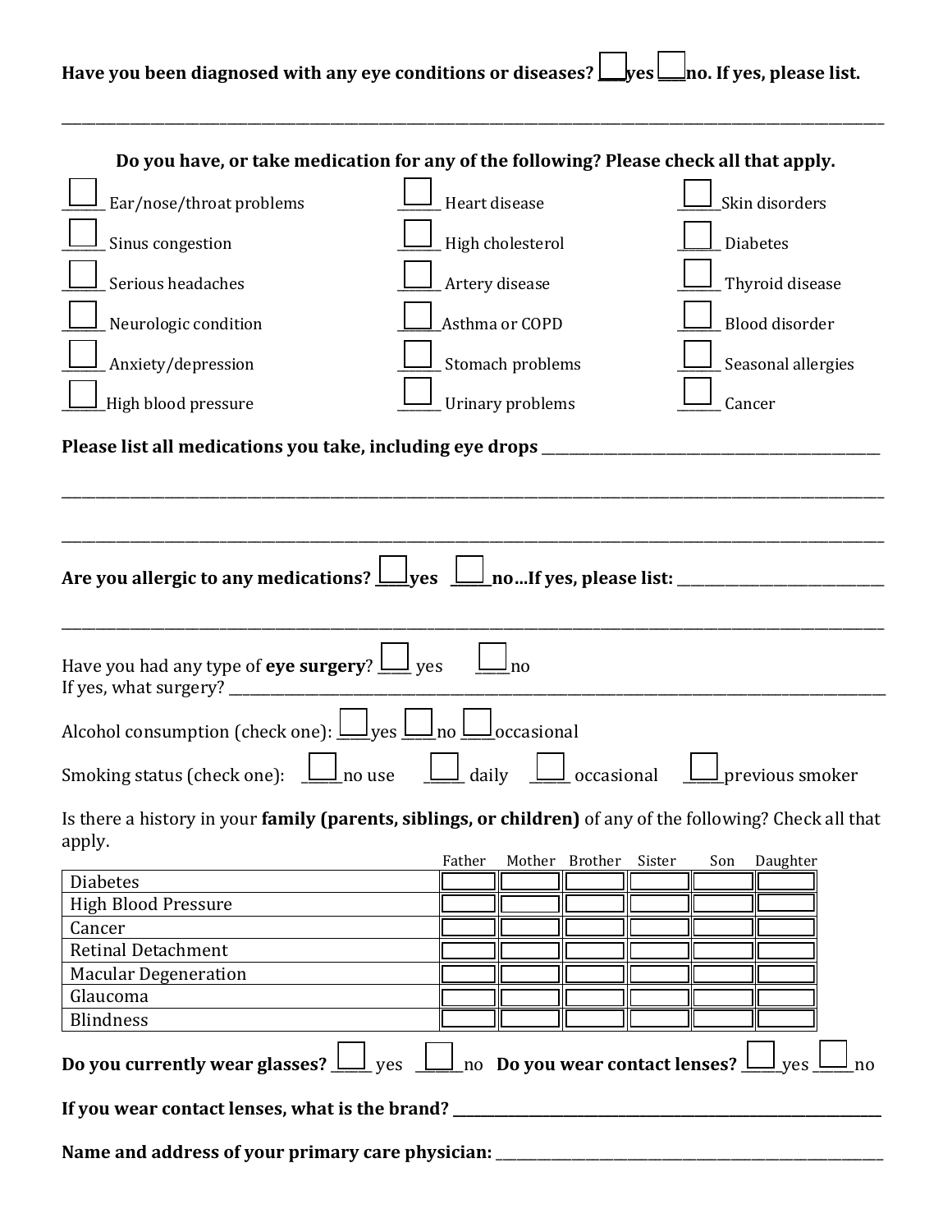**Have you been diagnosed with any eye conditions or diseases? ☐ yes ☐ no. If yes, please list.**

______________________________________________________________________________

**Do you have, or take medication for any of the following? Please check all that apply.**

☐ Ear/nose/throat problems
☐ Sinus congestion
☐ Serious headaches
☐ Neurologic condition
☐ Anxiety/depression
☐ High blood pressure

☐ Heart disease
☐ High cholesterol
☐ Artery disease
☐ Asthma or COPD
☐ Stomach problems
☐ Urinary problems

☐ Skin disorders
☐ Diabetes
☐ Thyroid disease
☐ Blood disorder
☐ Seasonal allergies
☐ Cancer

**Please list all medications you take, including eye drops** ______________________________

______________________________________________________________________________

______________________________________________________________________________

**Are you allergic to any medications? ☐ yes ☐ no…If yes, please list:** ____________________

______________________________________________________________________________

Have you had any type of **eye surgery**? ☐ yes ☐ no
If yes, what surgery? ______________________________________________________________

Alcohol consumption (check one): ☐ yes ☐ no ☐ occasional

Smoking status (check one): ☐ no use ☐ daily ☐ occasional ☐ previous smoker

Is there a history in your **family (parents, siblings, or children)** of any of the following? Check all that apply.

| | Father | Mother | Brother | Sister | Son | Daughter |
|---|---|---|---|---|---|---|
| Diabetes | ☐ | ☐ | ☐ | ☐ | ☐ | ☐ |
| High Blood Pressure | ☐ | ☐ | ☐ | ☐ | ☐ | ☐ |
| Cancer | ☐ | ☐ | ☐ | ☐ | ☐ | ☐ |
| Retinal Detachment | ☐ | ☐ | ☐ | ☐ | ☐ | ☐ |
| Macular Degeneration | ☐ | ☐ | ☐ | ☐ | ☐ | ☐ |
| Glaucoma | ☐ | ☐ | ☐ | ☐ | ☐ | ☐ |
| Blindness | ☐ | ☐ | ☐ | ☐ | ☐ | ☐ |

**Do you currently wear glasses?** ☐ yes ☐ no **Do you wear contact lenses?** ☐ yes ☐ no

**If you wear contact lenses, what is the brand?** ________________________________________

**Name and address of your primary care physician:** ____________________________________